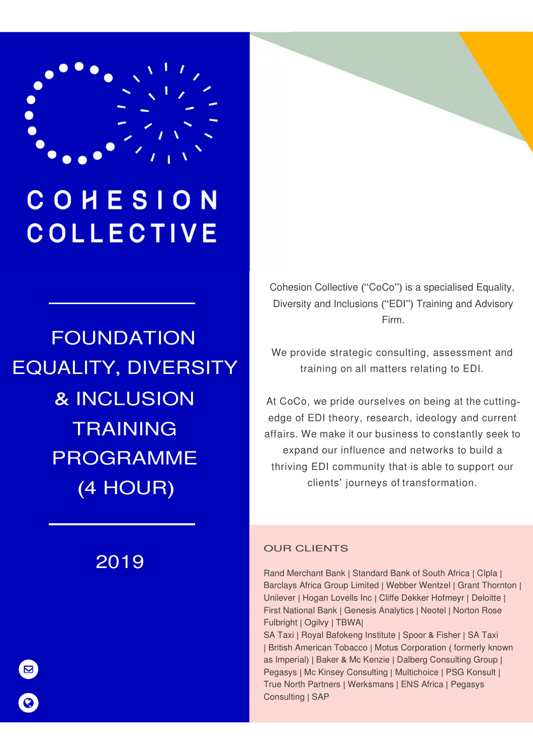# COHESION COLLECTIVE

## FOUNDATION EQUALITY, DIVERSITY & INCLUSION TRAINING PROGRAMME (4 HOUR)

2019

Cohesion Collective ("CoCo") is a specialised Equality, Diversity and Inclusions ("EDI") Training and Advisory Firm.

We provide strategic consulting, assessment and training on all matters relating to EDI.

At CoCo, we pride ourselves on being at the cutting-edge of EDI theory, research, ideology and current affairs. We make it our business to constantly seek to expand our influence and networks to build a thriving EDI community that is able to support our clients' journeys of transformation.

### OUR CLIENTS

Rand Merchant Bank | Standard Bank of South Africa | Clpla | Barclays Africa Group Limited | Webber Wentzel | Grant Thornton | Unilever | Hogan Lovells Inc | Cliffe Dekker Hofmeyr | Deloitte | First National Bank | Genesis Analytics | Neotel | Norton Rose Fulbright | Ogilvy | TBWA|
SA Taxi | Royal Bafokeng Institute | Spoor & Fisher | SA Taxi | British American Tobacco | Motus Corporation ( formerly known as Imperial) | Baker & Mc Kenzie | Dalberg Consulting Group | Pegasys | Mc Kinsey Consulting | Multichoice | PSG Konsult | True North Partners | Werksmans | ENS Africa | Pegasys Consulting | SAP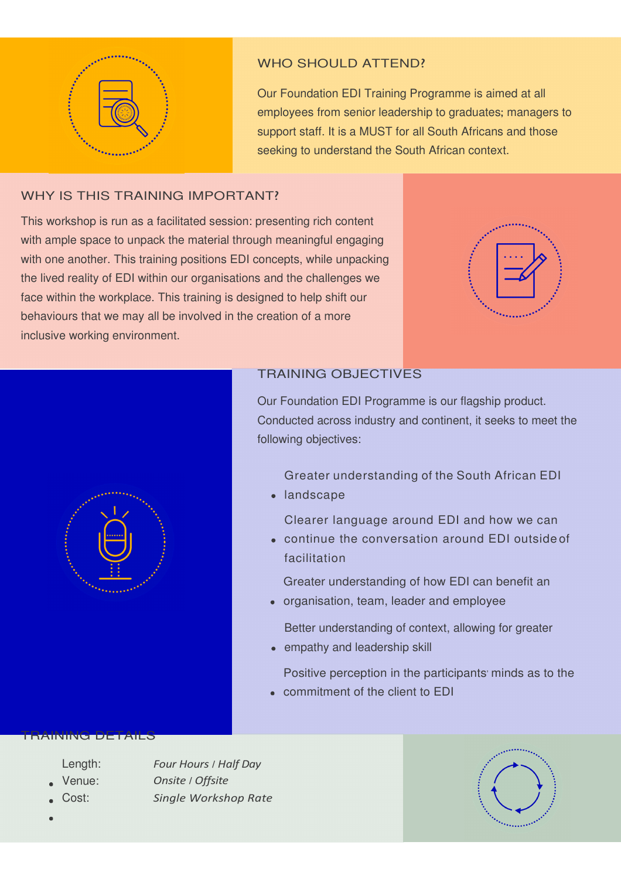## WHO SHOULD ATTEND?

Our Foundation EDI Training Programme is aimed at all employees from senior leadership to graduates; managers to support staff. It is a MUST for all South Africans and those seeking to understand the South African context.

## WHY IS THIS TRAINING IMPORTANT?

This workshop is run as a facilitated session: presenting rich content with ample space to unpack the material through meaningful engaging with one another. This training positions EDI concepts, while unpacking the lived reality of EDI within our organisations and the challenges we face within the workplace. This training is designed to help shift our behaviours that we may all be involved in the creation of a more inclusive working environment.

## TRAINING OBJECTIVES

Our Foundation EDI Programme is our flagship product. Conducted across industry and continent, it seeks to meet the following objectives:

- Greater understanding of the South African EDI landscape
- Clearer language around EDI and how we can continue the conversation around EDI outside of facilitation
- Greater understanding of how EDI can benefit an organisation, team, leader and employee
- Better understanding of context, allowing for greater empathy and leadership skill
- Positive perception in the participants' minds as to the commitment of the client to EDI

## TRAINING DETAILS

- Length: *Four Hours / Half Day*
- Venue: *Onsite / Offsite*
- Cost: *Single Workshop Rate*